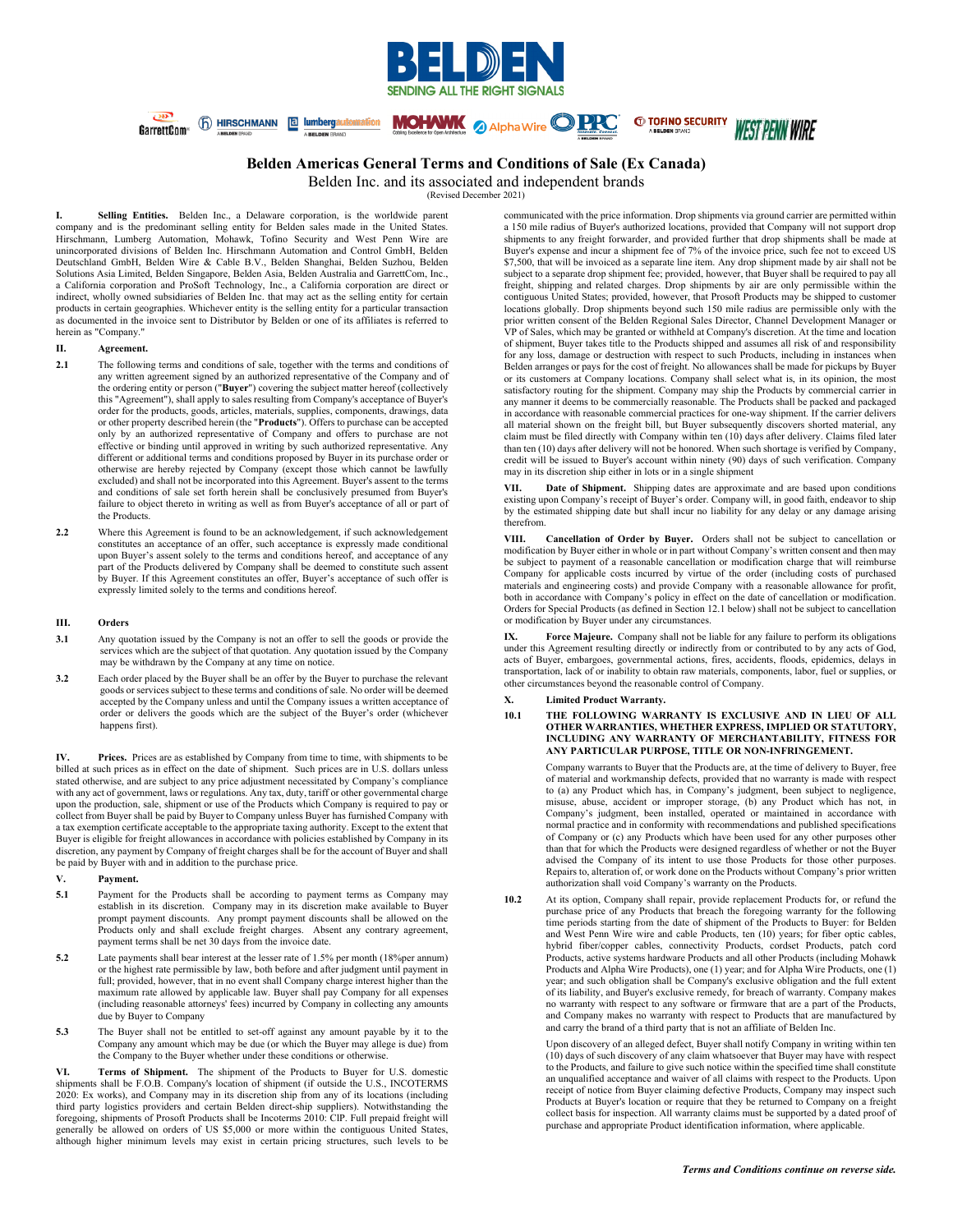# Belden Americas General Terms and Conditions of Sale (Ex Canada)

Belden Inc. and its associated and independent brands

(Revised December 2021)

**I. Selling Entities.** Belden Inc., a Delaware corporation, is the worldwide parent company and is the predominant selling entity for Belden sales made in the United States. Hirschmann, Lumberg Automation, Mohawk, Tofino Security and West Penn Wire are unincorporated divisions of Belden Inc. Hirschmann Automation and Control GmbH, Belden Deutschland GmbH, Belden Wire & Cable B.V., Belden Shanghai, Belden Suzhou, Belden Solutions Asia Limited, Belden Singapore, Belden Asia, Belden Australia and GarrettCom, Inc., a California corporation and ProSoft Technology, Inc., a California corporation are direct or indirect, wholly owned subsidiaries of Belden Inc. that may act as the selling entity for certain products in certain geographies. Whichever entity is the selling entity for a particular transaction as documented in the invoice sent to Distributor by Belden or one of its affiliates is referred to herein as "Company."

**II. Agreement.**

**2.1** The following terms and conditions of sale, together with the terms and conditions of any written agreement signed by an authorized representative of the Company and of the ordering entity or person ("**Buyer**") covering the subject matter hereof (collectively this "Agreement"), shall apply to sales resulting from Company's acceptance of Buyer's order for the products, goods, articles, materials, supplies, components, drawings, data or other property described herein (the "**Products**"). Offers to purchase can be accepted only by an authorized representative of Company and offers to purchase are not effective or binding until approved in writing by such authorized representative. Any different or additional terms and conditions proposed by Buyer in its purchase order or otherwise are hereby rejected by Company (except those which cannot be lawfully excluded) and shall not be incorporated into this Agreement. Buyer's assent to the terms and conditions of sale set forth herein shall be conclusively presumed from Buyer's failure to object thereto in writing as well as from Buyer's acceptance of all or part of the Products.

**2.2** Where this Agreement is found to be an acknowledgement, if such acknowledgement constitutes an acceptance of an offer, such acceptance is expressly made conditional upon Buyer's assent solely to the terms and conditions hereof, and acceptance of any part of the Products delivered by Company shall be deemed to constitute such assent by Buyer. If this Agreement constitutes an offer, Buyer's acceptance of such offer is expressly limited solely to the terms and conditions hereof.

**III. Orders**

**3.1** Any quotation issued by the Company is not an offer to sell the goods or provide the services which are the subject of that quotation. Any quotation issued by the Company may be withdrawn by the Company at any time on notice.

**3.2** Each order placed by the Buyer shall be an offer by the Buyer to purchase the relevant goods or services subject to these terms and conditions of sale. No order will be deemed accepted by the Company unless and until the Company issues a written acceptance of order or delivers the goods which are the subject of the Buyer's order (whichever happens first).

**IV. Prices.** Prices are as established by Company from time to time, with shipments to be billed at such prices as in effect on the date of shipment. Such prices are in U.S. dollars unless stated otherwise, and are subject to any price adjustment necessitated by Company's compliance with any act of government, laws or regulations. Any tax, duty, tariff or other governmental charge upon the production, sale, shipment or use of the Products which Company is required to pay or collect from Buyer shall be paid by Buyer to Company unless Buyer has furnished Company with a tax exemption certificate acceptable to the appropriate taxing authority. Except to the extent that Buyer is eligible for freight allowances in accordance with policies established by Company in its discretion, any payment by Company of freight charges shall be for the account of Buyer and shall be paid by Buyer with and in addition to the purchase price.

**V. Payment.**

**5.1** Payment for the Products shall be according to payment terms as Company may establish in its discretion. Company may in its discretion make available to Buyer prompt payment discounts. Any prompt payment discounts shall be allowed on the Products only and shall exclude freight charges. Absent any contrary agreement, payment terms shall be net 30 days from the invoice date.

**5.2** Late payments shall bear interest at the lesser rate of 1.5% per month (18%per annum) or the highest rate permissible by law, both before and after judgment until payment in full; provided, however, that in no event shall Company charge interest higher than the maximum rate allowed by applicable law. Buyer shall pay Company for all expenses (including reasonable attorneys' fees) incurred by Company in collecting any amounts due by Buyer to Company

**5.3** The Buyer shall not be entitled to set-off against any amount payable by it to the Company any amount which may be due (or which the Buyer may allege is due) from the Company to the Buyer whether under these conditions or otherwise.

**VI. Terms of Shipment.** The shipment of the Products to Buyer for U.S. domestic shipments shall be F.O.B. Company's location of shipment (if outside the U.S., INCOTERMS 2020: Ex works), and Company may in its discretion ship from any of its locations (including third party logistics providers and certain Belden direct-ship suppliers). Notwithstanding the foregoing, shipments of Prosoft Products shall be Incoterms 2010: CIP. Full prepaid freight will generally be allowed on orders of US $5,000 or more within the contiguous United States, although higher minimum levels may exist in certain pricing structures, such levels to be communicated with the price information. Drop shipments via ground carrier are permitted within a 150 mile radius of Buyer's authorized locations, provided that Company will not support drop shipments to any freight forwarder, and provided further that drop shipments shall be made at Buyer's expense and incur a shipment fee of 7% of the invoice price, such fee not to exceed US $7,500, that will be invoiced as a separate line item. Any drop shipment made by air shall not be subject to a separate drop shipment fee; provided, however, that Buyer shall be required to pay all freight, shipping and related charges. Drop shipments by air are only permissible within the contiguous United States; provided, however, that Prosoft Products may be shipped to customer locations globally. Drop shipments beyond such 150 mile radius are permissible only with the prior written consent of the Belden Regional Sales Director, Channel Development Manager or VP of Sales, which may be granted or withheld at Company's discretion. At the time and location of shipment, Buyer takes title to the Products shipped and assumes all risk of and responsibility for any loss, damage or destruction with respect to such Products, including in instances when Belden arranges or pays for the cost of freight. No allowances shall be made for pickups by Buyer or its customers at Company locations. Company shall select what is, in its opinion, the most satisfactory routing for the shipment. Company may ship the Products by commercial carrier in any manner it deems to be commercially reasonable. The Products shall be packed and packaged in accordance with reasonable commercial practices for one-way shipment. If the carrier delivers all material shown on the freight bill, but Buyer subsequently discovers shorted material, any claim must be filed directly with Company within ten (10) days after delivery. Claims filed later than ten (10) days after delivery will not be honored. When such shortage is verified by Company, credit will be issued to Buyer's account within ninety (90) days of such verification. Company may in its discretion ship either in lots or in a single shipment

**VII. Date of Shipment.** Shipping dates are approximate and are based upon conditions existing upon Company's receipt of Buyer's order. Company will, in good faith, endeavor to ship by the estimated shipping date but shall incur no liability for any delay or any damage arising therefrom.

**VIII. Cancellation of Order by Buyer.** Orders shall not be subject to cancellation or modification by Buyer either in whole or in part without Company's written consent and then may be subject to payment of a reasonable cancellation or modification charge that will reimburse Company for applicable costs incurred by virtue of the order (including costs of purchased materials and engineering costs) and provide Company with a reasonable allowance for profit, both in accordance with Company's policy in effect on the date of cancellation or modification. Orders for Special Products (as defined in Section 12.1 below) shall not be subject to cancellation or modification by Buyer under any circumstances.

**IX. Force Majeure.** Company shall not be liable for any failure to perform its obligations under this Agreement resulting directly or indirectly from or contributed to by any acts of God, acts of Buyer, embargoes, governmental actions, fires, accidents, floods, epidemics, delays in transportation, lack of or inability to obtain raw materials, components, labor, fuel or supplies, or other circumstances beyond the reasonable control of Company.

**X. Limited Product Warranty.**

**10.1** **THE FOLLOWING WARRANTY IS EXCLUSIVE AND IN LIEU OF ALL OTHER WARRANTIES, WHETHER EXPRESS, IMPLIED OR STATUTORY, INCLUDING ANY WARRANTY OF MERCHANTABILITY, FITNESS FOR ANY PARTICULAR PURPOSE, TITLE OR NON-INFRINGEMENT.**

Company warrants to Buyer that the Products are, at the time of delivery to Buyer, free of material and workmanship defects, provided that no warranty is made with respect to (a) any Product which has, in Company's judgment, been subject to negligence, misuse, abuse, accident or improper storage, (b) any Product which has not, in Company's judgment, been installed, operated or maintained in accordance with normal practice and in conformity with recommendations and published specifications of Company or (c) any Products which have been used for any other purposes other than that for which the Products were designed regardless of whether or not the Buyer advised the Company of its intent to use those Products for those other purposes. Repairs to, alteration of, or work done on the Products without Company's prior written authorization shall void Company's warranty on the Products.

**10.2** At its option, Company shall repair, provide replacement Products for, or refund the purchase price of any Products that breach the foregoing warranty for the following time periods starting from the date of shipment of the Products to Buyer: for Belden and West Penn Wire wire and cable Products, ten (10) years; for fiber optic cables, hybrid fiber/copper cables, connectivity Products, cordset Products, patch cord Products, active systems hardware Products and all other Products (including Mohawk Products and Alpha Wire Products), one (1) year; and for Alpha Wire Products, one (1) year; and such obligation shall be Company's exclusive obligation and the full extent of its liability, and Buyer's exclusive remedy, for breach of warranty. Company makes no warranty with respect to any software or firmware that are a part of the Products, and Company makes no warranty with respect to Products that are manufactured by and carry the brand of a third party that is not an affiliate of Belden Inc.

Upon discovery of an alleged defect, Buyer shall notify Company in writing within ten (10) days of such discovery of any claim whatsoever that Buyer may have with respect to the Products, and failure to give such notice within the specified time shall constitute an unqualified acceptance and waiver of all claims with respect to the Products. Upon receipt of notice from Buyer claiming defective Products, Company may inspect such Products at Buyer's location or require that they be returned to Company on a freight collect basis for inspection. All warranty claims must be supported by a dated proof of purchase and appropriate Product identification information, where applicable.

***Terms and Conditions continue on reverse side.***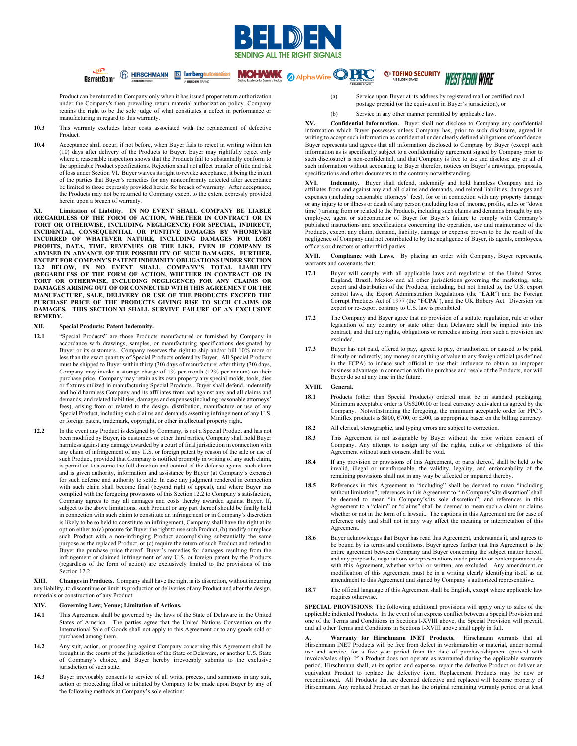Product can be returned to Company only when it has issued proper return authorization under the Company's then prevailing return material authorization policy. Company retains the right to be the sole judge of what constitutes a defect in performance or manufacturing in regard to this warranty.

**10.3** This warranty excludes labor costs associated with the replacement of defective Product.

**10.4** Acceptance shall occur, if not before, when Buyer fails to reject in writing within ten (10) days after delivery of the Products to Buyer. Buyer may rightfully reject only where a reasonable inspection shows that the Products fail to substantially conform to the applicable Product specifications. Rejection shall not affect transfer of title and risk of loss under Section VI. Buyer waives its right to revoke acceptance, it being the intent of the parties that Buyer's remedies for any nonconformity detected after acceptance be limited to those expressly provided herein for breach of warranty. After acceptance, the Products may not be returned to Company except to the extent expressly provided herein upon a breach of warranty.

**XI. Limitation of Liability. IN NO EVENT SHALL COMPANY BE LIABLE (REGARDLESS OF THE FORM OF ACTION, WHETHER IN CONTRACT OR IN TORT OR OTHERWISE, INCLUDING NEGLIGENCE) FOR SPECIAL, INDIRECT, INCIDENTAL, CONSEQUENTIAL OR PUNITIVE DAMAGES BY WHOMEVER INCURRED OF WHATEVER NATURE, INCLUDING DAMAGES FOR LOST PROFITS, DATA, TIME, REVENUES OR THE LIKE, EVEN IF COMPANY IS ADVISED IN ADVANCE OF THE POSSIBILITY OF SUCH DAMAGES. FURTHER, EXCEPT FOR COMPANY'S PATENT INDEMNITY OBLIGATIONS UNDER SECTION 12.2 BELOW, IN NO EVENT SHALL COMPANY'S TOTAL LIABILITY (REGARDLESS OF THE FORM OF ACTION, WHETHER IN CONTRACT OR IN TORT OR OTHERWISE, INCLUDING NEGLIGENCE) FOR ANY CLAIMS OR DAMAGES ARISING OUT OF OR CONNECTED WITH THIS AGREEMENT OR THE MANUFACTURE, SALE, DELIVERY OR USE OF THE PRODUCTS EXCEED THE PURCHASE PRICE OF THE PRODUCTS GIVING RISE TO SUCH CLAIMS OR DAMAGES. THIS SECTION XI SHALL SURVIVE FAILURE OF AN EXCLUSIVE REMEDY.**

**XII. Special Products; Patent Indemnity.**

**12.1** "Special Products" are those Products manufactured or furnished by Company in accordance with drawings, samples, or manufacturing specifications designated by Buyer or its customers. Company reserves the right to ship and/or bill 10% more or less than the exact quantity of Special Products ordered by Buyer. All Special Products must be shipped to Buyer within thirty (30) days of manufacture; after thirty (30) days, Company may invoke a storage charge of 1% per month (12% per annum) on their purchase price. Company may retain as its own property any special molds, tools, dies or fixtures utilized in manufacturing Special Products. Buyer shall defend, indemnify and hold harmless Company and its affiliates from and against any and all claims and demands, and related liabilities, damages and expenses (including reasonable attorneys' fees), arising from or related to the design, distribution, manufacture or use of any Special Product, including such claims and demands asserting infringement of any U.S. or foreign patent, trademark, copyright, or other intellectual property right.

**12.2** In the event any Product is designed by Company, is not a Special Product and has not been modified by Buyer, its customers or other third parties, Company shall hold Buyer harmless against any damage awarded by a court of final jurisdiction in connection with any claim of infringement of any U.S. or foreign patent by reason of the sale or use of such Product, provided that Company is notified promptly in writing of any such claim, is permitted to assume the full direction and control of the defense against such claim and is given authority, information and assistance by Buyer (at Company's expense) for such defense and authority to settle. In case any judgment rendered in connection with such claim shall become final (beyond right of appeal), and where Buyer has complied with the foregoing provisions of this Section 12.2 to Company's satisfaction, Company agrees to pay all damages and costs thereby awarded against Buyer. If, subject to the above limitations, such Product or any part thereof should be finally held in connection with such claim to constitute an infringement or in Company's discretion is likely to be so held to constitute an infringement, Company shall have the right at its option either to (a) procure for Buyer the right to use such Product, (b) modify or replace such Product with a non-infringing Product accomplishing substantially the same purpose as the replaced Product, or (c) require the return of such Product and refund to Buyer the purchase price thereof. Buyer's remedies for damages resulting from the infringement or claimed infringement of any U.S. or foreign patent by the Products (regardless of the form of action) are exclusively limited to the provisions of this Section 12.2.

**XIII. Changes in Products.** Company shall have the right in its discretion, without incurring any liability, to discontinue or limit its production or deliveries of any Product and alter the design, materials or construction of any Product.

**XIV. Governing Law; Venue; Limitation of Actions.**

**14.1** This Agreement shall be governed by the laws of the State of Delaware in the United States of America. The parties agree that the United Nations Convention on the International Sale of Goods shall not apply to this Agreement or to any goods sold or purchased among them.

**14.2** Any suit, action, or proceeding against Company concerning this Agreement shall be brought in the courts of the jurisdiction of the State of Delaware, or another U.S. State of Company's choice, and Buyer hereby irrevocably submits to the exclusive jurisdiction of such state.

**14.3** Buyer irrevocably consents to service of all writs, process, and summons in any suit, action or proceeding filed or initiated by Company to be made upon Buyer by any of the following methods at Company's sole election:

(a) Service upon Buyer at its address by registered mail or certified mail postage prepaid (or the equivalent in Buyer's jurisdiction), or

(b) Service in any other manner permitted by applicable law.

**XV. Confidential Information.** Buyer shall not disclose to Company any confidential information which Buyer possesses unless Company has, prior to such disclosure, agreed in writing to accept such information as confidential under clearly defined obligations of confidence. Buyer represents and agrees that all information disclosed to Company by Buyer (except such information as is specifically subject to a confidentiality agreement signed by Company prior to such disclosure) is non-confidential, and that Company is free to use and disclose any or all of such information without accounting to Buyer therefor, notices on Buyer's drawings, proposals, specifications and other documents to the contrary notwithstanding.

**XVI. Indemnity.** Buyer shall defend, indemnify and hold harmless Company and its affiliates from and against any and all claims and demands, and related liabilities, damages and expenses (including reasonable attorneys' fees), for or in connection with any property damage or any injury to or illness or death of any person (including loss of income, profits, sales or "down time") arising from or related to the Products, including such claims and demands brought by any employee, agent or subcontractor of Buyer for Buyer's failure to comply with Company's published instructions and specifications concerning the operation, use and maintenance of the Products, except any claim, demand, liability, damage or expense proven to be the result of the negligence of Company and not contributed to by the negligence of Buyer, its agents, employees, officers or directors or other third parties.

**XVII. Compliance with Laws.** By placing an order with Company, Buyer represents, warrants and covenants that:

**17.1** Buyer will comply with all applicable laws and regulations of the United States, England, Brazil, Mexico and all other jurisdictions governing the marketing, sale, export and distribution of the Products, including, but not limited to, the U.S. export control laws, the Export Administration Regulations (the "**EAR**") and the Foreign Corrupt Practices Act of 1977 (the "**FCPA**"), and the UK Bribery Act. Diversion via export or re-export contrary to U.S. law is prohibited.

**17.2** The Company and Buyer agree that no provision of a statute, regulation, rule or other legislation of any country or state other than Delaware shall be implied into this contract, and that any rights, obligations or remedies arising from such a provision are excluded.

**17.3** Buyer has not paid, offered to pay, agreed to pay, or authorized or caused to be paid, directly or indirectly, any money or anything of value to any foreign official (as defined in the FCPA) to induce such official to use their influence to obtain an improper business advantage in connection with the purchase and resale of the Products, nor will Buyer do so at any time in the future.

**XVIII. General.**

**18.1** Products (other than Special Products) ordered must be in standard packaging. Minimum acceptable order is US$200.00 or local currency equivalent as agreed by the Company. Notwithstanding the foregoing, the minimum acceptable order for PPC's Miniflex products is $800, €700, or £500, as appropriate based on the billing currency.

**18.2** All clerical, stenographic, and typing errors are subject to correction.

**18.3** This Agreement is not assignable by Buyer without the prior written consent of Company. Any attempt to assign any of the rights, duties or obligations of this Agreement without such consent shall be void.

**18.4** If any provision or provisions of this Agreement, or parts thereof, shall be held to be invalid, illegal or unenforceable, the validity, legality, and enforceability of the remaining provisions shall not in any way be affected or impaired thereby.

**18.5** References in this Agreement to "including" shall be deemed to mean "including without limitation"; references in this Agreement to "in Company's/its discretion" shall be deemed to mean "in Company's/its sole discretion"; and references in this Agreement to a "claim" or "claims" shall be deemed to mean such a claim or claims whether or not in the form of a lawsuit. The captions in this Agreement are for ease of reference only and shall not in any way affect the meaning or interpretation of this Agreement.

**18.6** Buyer acknowledges that Buyer has read this Agreement, understands it, and agrees to be bound by its terms and conditions. Buyer agrees further that this Agreement is the entire agreement between Company and Buyer concerning the subject matter hereof, and any proposals, negotiations or representations made prior to or contemporaneously with this Agreement, whether verbal or written, are excluded. Any amendment or modification of this Agreement must be in a writing clearly identifying itself as an amendment to this Agreement and signed by Company's authorized representative.

**18.7** The official language of this Agreement shall be English, except where applicable law requires otherwise.

**SPECIAL PROVISIONS**: The following additional provisions will apply only to sales of the applicable indicated Products. In the event of an express conflict between a Special Provision and one of the Terms and Conditions in Sections I-XVIII above, the Special Provision will prevail, and all other Terms and Conditions in Sections I-XVIII above shall apply in full.

**A. Warranty for Hirschmann INET Products.** Hirschmann warrants that all Hirschmann INET Products will be free from defect in workmanship or material, under normal use and service, for a five year period from the date of purchase/shipment (proved with invoice/sales slip). If a Product does not operate as warranted during the applicable warranty period, Hirschmann shall, at its option and expense, repair the defective Product or deliver an equivalent Product to replace the defective item. Replacement Products may be new or reconditioned. All Products that are deemed defective and replaced will become property of Hirschmann. Any replaced Product or part has the original remaining warranty period or at least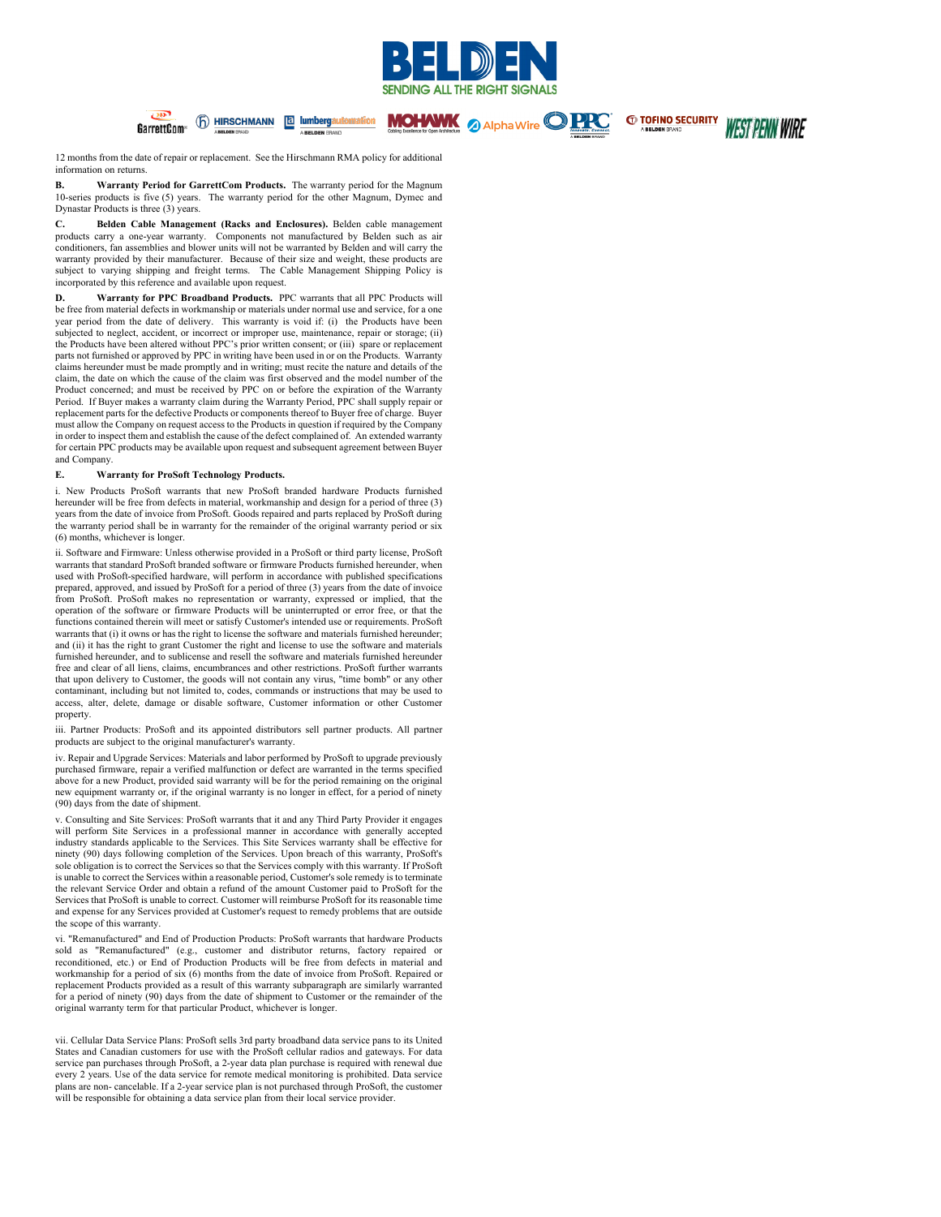12 months from the date of repair or replacement. See the Hirschmann RMA policy for additional information on returns.

**B. Warranty Period for GarrettCom Products.** The warranty period for the Magnum 10-series products is five (5) years. The warranty period for the other Magnum, Dymec and Dynastar Products is three (3) years.

**C. Belden Cable Management (Racks and Enclosures).** Belden cable management products carry a one-year warranty. Components not manufactured by Belden such as air conditioners, fan assemblies and blower units will not be warranted by Belden and will carry the warranty provided by their manufacturer. Because of their size and weight, these products are subject to varying shipping and freight terms. The Cable Management Shipping Policy is incorporated by this reference and available upon request.

**D. Warranty for PPC Broadband Products.** PPC warrants that all PPC Products will be free from material defects in workmanship or materials under normal use and service, for a one year period from the date of delivery. This warranty is void if: (i) the Products have been subjected to neglect, accident, or incorrect or improper use, maintenance, repair or storage; (ii) the Products have been altered without PPC's prior written consent; or (iii) spare or replacement parts not furnished or approved by PPC in writing have been used in or on the Products. Warranty claims hereunder must be made promptly and in writing; must recite the nature and details of the claim, the date on which the cause of the claim was first observed and the model number of the Product concerned; and must be received by PPC on or before the expiration of the Warranty Period. If Buyer makes a warranty claim during the Warranty Period, PPC shall supply repair or replacement parts for the defective Products or components thereof to Buyer free of charge. Buyer must allow the Company on request access to the Products in question if required by the Company in order to inspect them and establish the cause of the defect complained of. An extended warranty for certain PPC products may be available upon request and subsequent agreement between Buyer and Company.

**E. Warranty for ProSoft Technology Products.**

i. New Products ProSoft warrants that new ProSoft branded hardware Products furnished hereunder will be free from defects in material, workmanship and design for a period of three (3) years from the date of invoice from ProSoft. Goods repaired and parts replaced by ProSoft during the warranty period shall be in warranty for the remainder of the original warranty period or six (6) months, whichever is longer.

ii. Software and Firmware: Unless otherwise provided in a ProSoft or third party license, ProSoft warrants that standard ProSoft branded software or firmware Products furnished hereunder, when used with ProSoft-specified hardware, will perform in accordance with published specifications prepared, approved, and issued by ProSoft for a period of three (3) years from the date of invoice from ProSoft. ProSoft makes no representation or warranty, expressed or implied, that the operation of the software or firmware Products will be uninterrupted or error free, or that the functions contained therein will meet or satisfy Customer's intended use or requirements. ProSoft warrants that (i) it owns or has the right to license the software and materials furnished hereunder; and (ii) it has the right to grant Customer the right and license to use the software and materials furnished hereunder, and to sublicense and resell the software and materials furnished hereunder free and clear of all liens, claims, encumbrances and other restrictions. ProSoft further warrants that upon delivery to Customer, the goods will not contain any virus, "time bomb" or any other contaminant, including but not limited to, codes, commands or instructions that may be used to access, alter, delete, damage or disable software, Customer information or other Customer property.

iii. Partner Products: ProSoft and its appointed distributors sell partner products. All partner products are subject to the original manufacturer's warranty.

iv. Repair and Upgrade Services: Materials and labor performed by ProSoft to upgrade previously purchased firmware, repair a verified malfunction or defect are warranted in the terms specified above for a new Product, provided said warranty will be for the period remaining on the original new equipment warranty or, if the original warranty is no longer in effect, for a period of ninety (90) days from the date of shipment.

v. Consulting and Site Services: ProSoft warrants that it and any Third Party Provider it engages will perform Site Services in a professional manner in accordance with generally accepted industry standards applicable to the Services. This Site Services warranty shall be effective for ninety (90) days following completion of the Services. Upon breach of this warranty, ProSoft's sole obligation is to correct the Services so that the Services comply with this warranty. If ProSoft is unable to correct the Services within a reasonable period, Customer's sole remedy is to terminate the relevant Service Order and obtain a refund of the amount Customer paid to ProSoft for the Services that ProSoft is unable to correct. Customer will reimburse ProSoft for its reasonable time and expense for any Services provided at Customer's request to remedy problems that are outside the scope of this warranty.

vi. "Remanufactured" and End of Production Products: ProSoft warrants that hardware Products sold as "Remanufactured" (e.g., customer and distributor returns, factory repaired or reconditioned, etc.) or End of Production Products will be free from defects in material and workmanship for a period of six (6) months from the date of invoice from ProSoft. Repaired or replacement Products provided as a result of this warranty subparagraph are similarly warranted for a period of ninety (90) days from the date of shipment to Customer or the remainder of the original warranty term for that particular Product, whichever is longer.

vii. Cellular Data Service Plans: ProSoft sells 3rd party broadband data service pans to its United States and Canadian customers for use with the ProSoft cellular radios and gateways. For data service pan purchases through ProSoft, a 2-year data plan purchase is required with renewal due every 2 years. Use of the data service for remote medical monitoring is prohibited. Data service plans are non- cancelable. If a 2-year service plan is not purchased through ProSoft, the customer will be responsible for obtaining a data service plan from their local service provider.